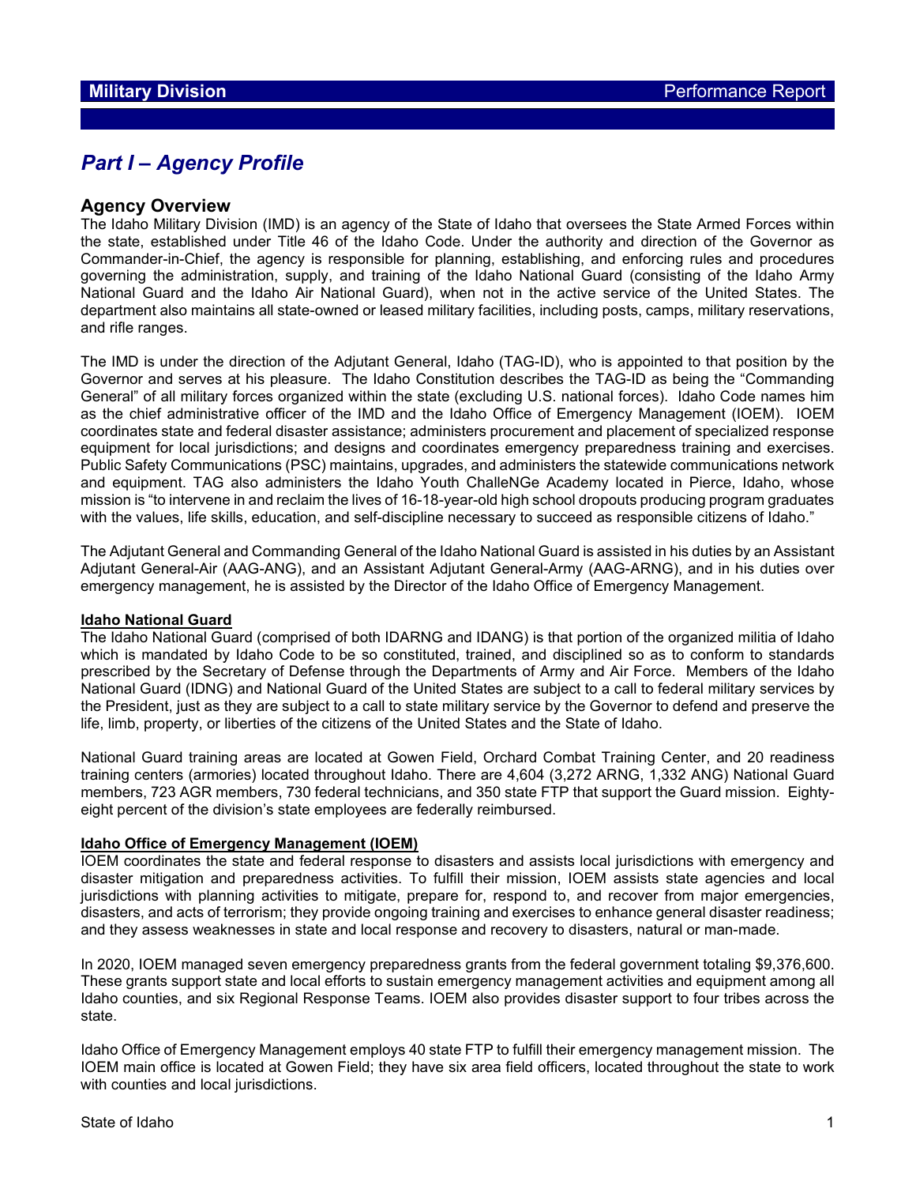# Part I – Agency Profile

## Agency Overview

The Idaho Military Division (IMD) is an agency of the State of Idaho that oversees the State Armed Forces within the state, established under Title 46 of the Idaho Code. Under the authority and direction of the Governor as Commander-in-Chief, the agency is responsible for planning, establishing, and enforcing rules and procedures governing the administration, supply, and training of the Idaho National Guard (consisting of the Idaho Army National Guard and the Idaho Air National Guard), when not in the active service of the United States. The department also maintains all state-owned or leased military facilities, including posts, camps, military reservations, and rifle ranges.

The IMD is under the direction of the Adjutant General, Idaho (TAG-ID), who is appointed to that position by the Governor and serves at his pleasure. The Idaho Constitution describes the TAG-ID as being the "Commanding General" of all military forces organized within the state (excluding U.S. national forces). Idaho Code names him as the chief administrative officer of the IMD and the Idaho Office of Emergency Management (IOEM). IOEM coordinates state and federal disaster assistance; administers procurement and placement of specialized response equipment for local jurisdictions; and designs and coordinates emergency preparedness training and exercises. Public Safety Communications (PSC) maintains, upgrades, and administers the statewide communications network and equipment. TAG also administers the Idaho Youth ChalleNGe Academy located in Pierce, Idaho, whose mission is "to intervene in and reclaim the lives of 16-18-year-old high school dropouts producing program graduates with the values, life skills, education, and self-discipline necessary to succeed as responsible citizens of Idaho."

The Adjutant General and Commanding General of the Idaho National Guard is assisted in his duties by an Assistant Adjutant General-Air (AAG-ANG), and an Assistant Adjutant General-Army (AAG-ARNG), and in his duties over emergency management, he is assisted by the Director of the Idaho Office of Emergency Management.

**Idaho National Guard**

The Idaho National Guard (comprised of both IDARNG and IDANG) is that portion of the organized militia of Idaho which is mandated by Idaho Code to be so constituted, trained, and disciplined so as to conform to standards prescribed by the Secretary of Defense through the Departments of Army and Air Force. Members of the Idaho National Guard (IDNG) and National Guard of the United States are subject to a call to federal military services by the President, just as they are subject to a call to state military service by the Governor to defend and preserve the life, limb, property, or liberties of the citizens of the United States and the State of Idaho.

National Guard training areas are located at Gowen Field, Orchard Combat Training Center, and 20 readiness training centers (armories) located throughout Idaho. There are 4,604 (3,272 ARNG, 1,332 ANG) National Guard members, 723 AGR members, 730 federal technicians, and 350 state FTP that support the Guard mission. Eighty-eight percent of the division's state employees are federally reimbursed.

**Idaho Office of Emergency Management (IOEM)**

IOEM coordinates the state and federal response to disasters and assists local jurisdictions with emergency and disaster mitigation and preparedness activities. To fulfill their mission, IOEM assists state agencies and local jurisdictions with planning activities to mitigate, prepare for, respond to, and recover from major emergencies, disasters, and acts of terrorism; they provide ongoing training and exercises to enhance general disaster readiness; and they assess weaknesses in state and local response and recovery to disasters, natural or man-made.

In 2020, IOEM managed seven emergency preparedness grants from the federal government totaling $9,376,600. These grants support state and local efforts to sustain emergency management activities and equipment among all Idaho counties, and six Regional Response Teams. IOEM also provides disaster support to four tribes across the state.

Idaho Office of Emergency Management employs 40 state FTP to fulfill their emergency management mission. The IOEM main office is located at Gowen Field; they have six area field officers, located throughout the state to work with counties and local jurisdictions.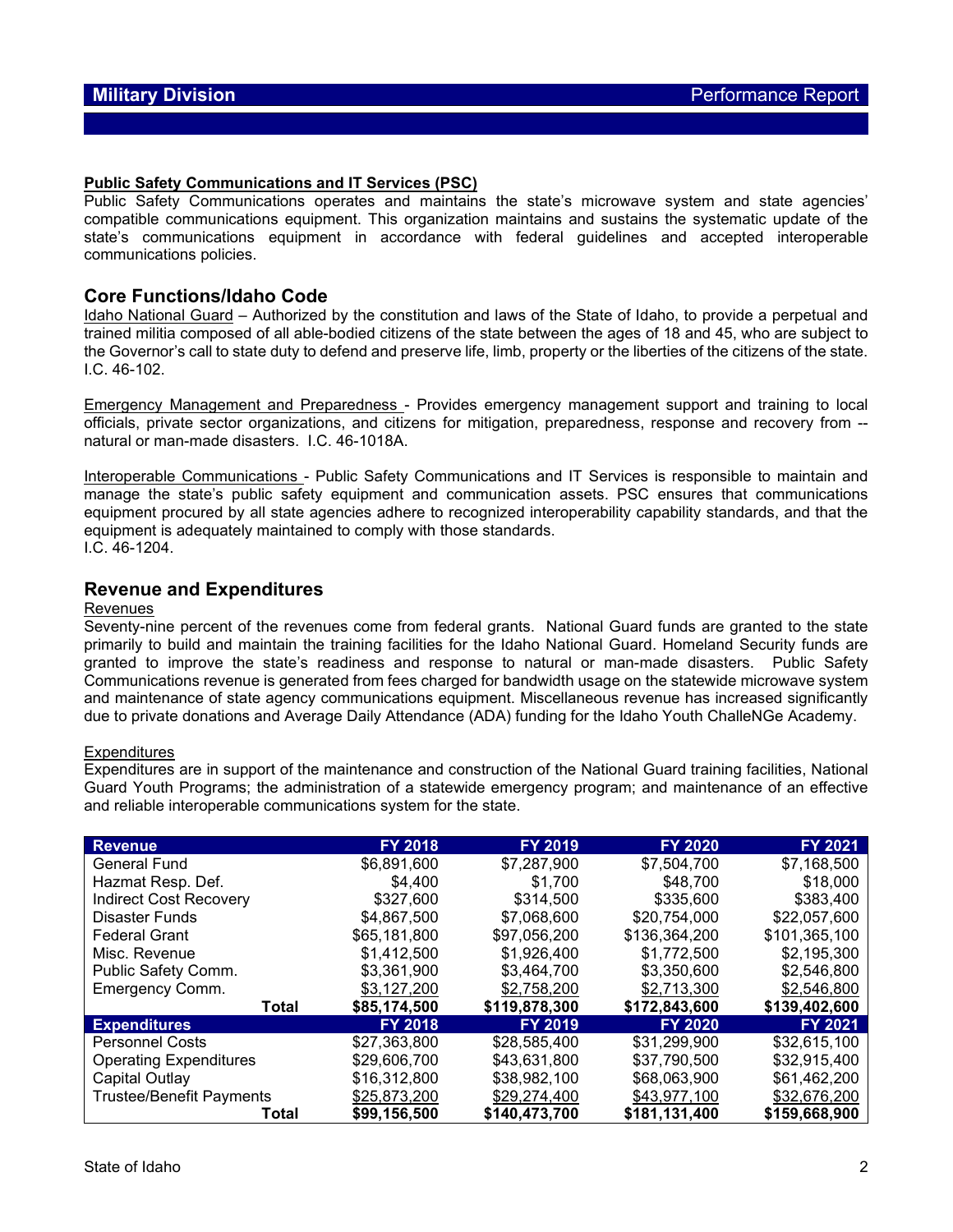## Military Division — Performance Report

**Public Safety Communications and IT Services (PSC)**

Public Safety Communications operates and maintains the state's microwave system and state agencies' compatible communications equipment. This organization maintains and sustains the systematic update of the state's communications equipment in accordance with federal guidelines and accepted interoperable communications policies.

## Core Functions/Idaho Code

Idaho National Guard – Authorized by the constitution and laws of the State of Idaho, to provide a perpetual and trained militia composed of all able-bodied citizens of the state between the ages of 18 and 45, who are subject to the Governor's call to state duty to defend and preserve life, limb, property or the liberties of the citizens of the state. I.C. 46-102.

Emergency Management and Preparedness - Provides emergency management support and training to local officials, private sector organizations, and citizens for mitigation, preparedness, response and recovery from -- natural or man-made disasters. I.C. 46-1018A.

Interoperable Communications - Public Safety Communications and IT Services is responsible to maintain and manage the state's public safety equipment and communication assets. PSC ensures that communications equipment procured by all state agencies adhere to recognized interoperability capability standards, and that the equipment is adequately maintained to comply with those standards.
I.C. 46-1204.

## Revenue and Expenditures

Revenues

Seventy-nine percent of the revenues come from federal grants. National Guard funds are granted to the state primarily to build and maintain the training facilities for the Idaho National Guard. Homeland Security funds are granted to improve the state's readiness and response to natural or man-made disasters. Public Safety Communications revenue is generated from fees charged for bandwidth usage on the statewide microwave system and maintenance of state agency communications equipment. Miscellaneous revenue has increased significantly due to private donations and Average Daily Attendance (ADA) funding for the Idaho Youth ChalleNGe Academy.

Expenditures

Expenditures are in support of the maintenance and construction of the National Guard training facilities, National Guard Youth Programs; the administration of a statewide emergency program; and maintenance of an effective and reliable interoperable communications system for the state.

| Revenue | FY 2018 | FY 2019 | FY 2020 | FY 2021 |
|---|---|---|---|---|
| General Fund | $6,891,600 | $7,287,900 | $7,504,700 | $7,168,500 |
| Hazmat Resp. Def. | $4,400 | $1,700 | $48,700 | $18,000 |
| Indirect Cost Recovery | $327,600 | $314,500 | $335,600 | $383,400 |
| Disaster Funds | $4,867,500 | $7,068,600 | $20,754,000 | $22,057,600 |
| Federal Grant | $65,181,800 | $97,056,200 | $136,364,200 | $101,365,100 |
| Misc. Revenue | $1,412,500 | $1,926,400 | $1,772,500 | $2,195,300 |
| Public Safety Comm. | $3,361,900 | $3,464,700 | $3,350,600 | $2,546,800 |
| Emergency Comm. | $3,127,200 | $2,758,200 | $2,713,300 | $2,546,800 |
| **Total** | **$85,174,500** | **$119,878,300** | **$172,843,600** | **$139,402,600** |
| **Expenditures** | **FY 2018** | **FY 2019** | **FY 2020** | **FY 2021** |
| Personnel Costs | $27,363,800 | $28,585,400 | $31,299,900 | $32,615,100 |
| Operating Expenditures | $29,606,700 | $43,631,800 | $37,790,500 | $32,915,400 |
| Capital Outlay | $16,312,800 | $38,982,100 | $68,063,900 | $61,462,200 |
| Trustee/Benefit Payments | $25,873,200 | $29,274,400 | $43,977,100 | $32,676,200 |
| **Total** | **$99,156,500** | **$140,473,700** | **$181,131,400** | **$159,668,900** |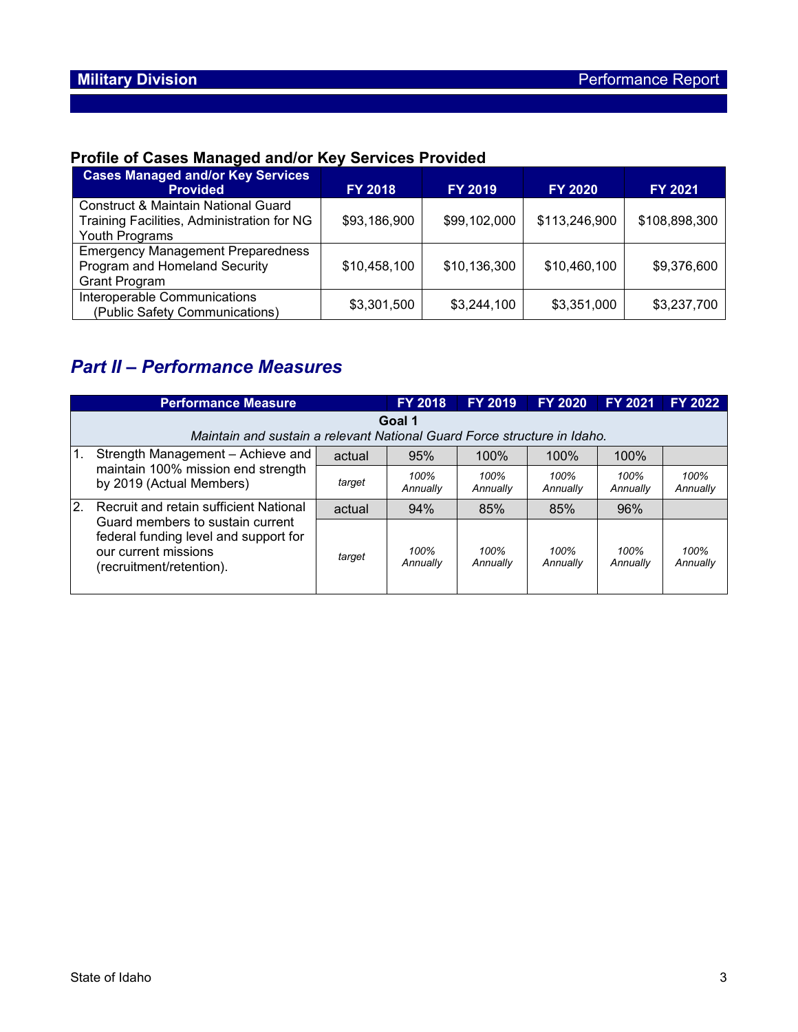## Profile of Cases Managed and/or Key Services Provided

| Cases Managed and/or Key Services Provided | FY 2018 | FY 2019 | FY 2020 | FY 2021 |
|---|---|---|---|---|
| Construct & Maintain National Guard Training Facilities, Administration for NG Youth Programs | $93,186,900 | $99,102,000 | $113,246,900 | $108,898,300 |
| Emergency Management Preparedness Program and Homeland Security Grant Program | $10,458,100 | $10,136,300 | $10,460,100 | $9,376,600 |
| Interoperable Communications (Public Safety Communications) | $3,301,500 | $3,244,100 | $3,351,000 | $3,237,700 |

# *Part II – Performance Measures*

| Performance Measure | | FY 2018 | FY 2019 | FY 2020 | FY 2021 | FY 2022 |
|---|---|---|---|---|---|---|
| **Goal 1** *Maintain and sustain a relevant National Guard Force structure in Idaho.* | | | | | | |
| 1. Strength Management – Achieve and maintain 100% mission end strength by 2019 (Actual Members) | actual | 95% | 100% | 100% | 100% | |
| | *target* | *100% Annually* | *100% Annually* | *100% Annually* | *100% Annually* | *100% Annually* |
| 2. Recruit and retain sufficient National Guard members to sustain current federal funding level and support for our current missions (recruitment/retention). | actual | 94% | 85% | 85% | 96% | |
| | *target* | *100% Annually* | *100% Annually* | *100% Annually* | *100% Annually* | *100% Annually* |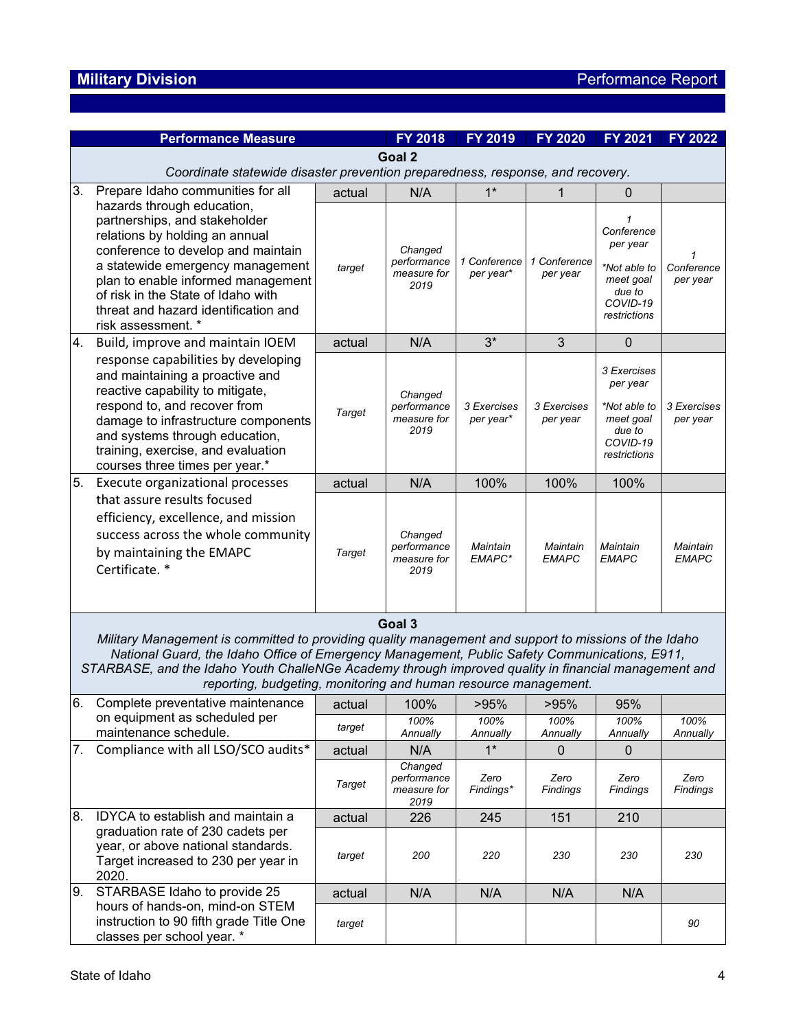## Military Division Performance Report

| Performance Measure | | FY 2018 | FY 2019 | FY 2020 | FY 2021 | FY 2022 |
|---|---|---|---|---|---|---|
| **Goal 2** *Coordinate statewide disaster prevention preparedness, response, and recovery.* | | | | | | |
| 3. Prepare Idaho communities for all hazards through education, partnerships, and stakeholder relations by holding an annual conference to develop and maintain a statewide emergency management plan to enable informed management of risk in the State of Idaho with threat and hazard identification and risk assessment. * | actual | N/A | 1* | 1 | 0 | |
| | *target* | *Changed performance measure for 2019* | *1 Conference per year** | *1 Conference per year* | *1 Conference per year* *\*Not able to meet goal due to COVID-19 restrictions* | *1 Conference per year* |
| 4. Build, improve and maintain IOEM response capabilities by developing and maintaining a proactive and reactive capability to mitigate, respond to, and recover from damage to infrastructure components and systems through education, training, exercise, and evaluation courses three times per year.* | actual | N/A | 3* | 3 | 0 | |
| | *Target* | *Changed performance measure for 2019* | *3 Exercises per year** | *3 Exercises per year* | *3 Exercises per year* *\*Not able to meet goal due to COVID-19 restrictions* | *3 Exercises per year* |
| 5. Execute organizational processes that assure results focused efficiency, excellence, and mission success across the whole community by maintaining the EMAPC Certificate. * | actual | N/A | 100% | 100% | 100% | |
| | *Target* | *Changed performance measure for 2019* | *Maintain EMAPC** | *Maintain EMAPC* | *Maintain EMAPC* | *Maintain EMAPC* |
| **Goal 3** *Military Management is committed to providing quality management and support to missions of the Idaho National Guard, the Idaho Office of Emergency Management, Public Safety Communications, E911, STARBASE, and the Idaho Youth ChalleNGe Academy through improved quality in financial management and reporting, budgeting, monitoring and human resource management.* | | | | | | |
| 6. Complete preventative maintenance on equipment as scheduled per maintenance schedule. | actual | 100% | >95% | >95% | 95% | |
| | *target* | *100% Annually* | *100% Annually* | *100% Annually* | *100% Annually* | *100% Annually* |
| 7. Compliance with all LSO/SCO audits* | actual | N/A | 1* | 0 | 0 | |
| | *Target* | *Changed performance measure for 2019* | *Zero Findings** | *Zero Findings* | *Zero Findings* | *Zero Findings* |
| 8. IDYCA to establish and maintain a graduation rate of 230 cadets per year, or above national standards. Target increased to 230 per year in 2020. | actual | 226 | 245 | 151 | 210 | |
| | *target* | *200* | *220* | *230* | *230* | *230* |
| 9. STARBASE Idaho to provide 25 hours of hands-on, mind-on STEM instruction to 90 fifth grade Title One classes per school year. * | actual | N/A | N/A | N/A | N/A | |
| | *target* | | | | | *90* |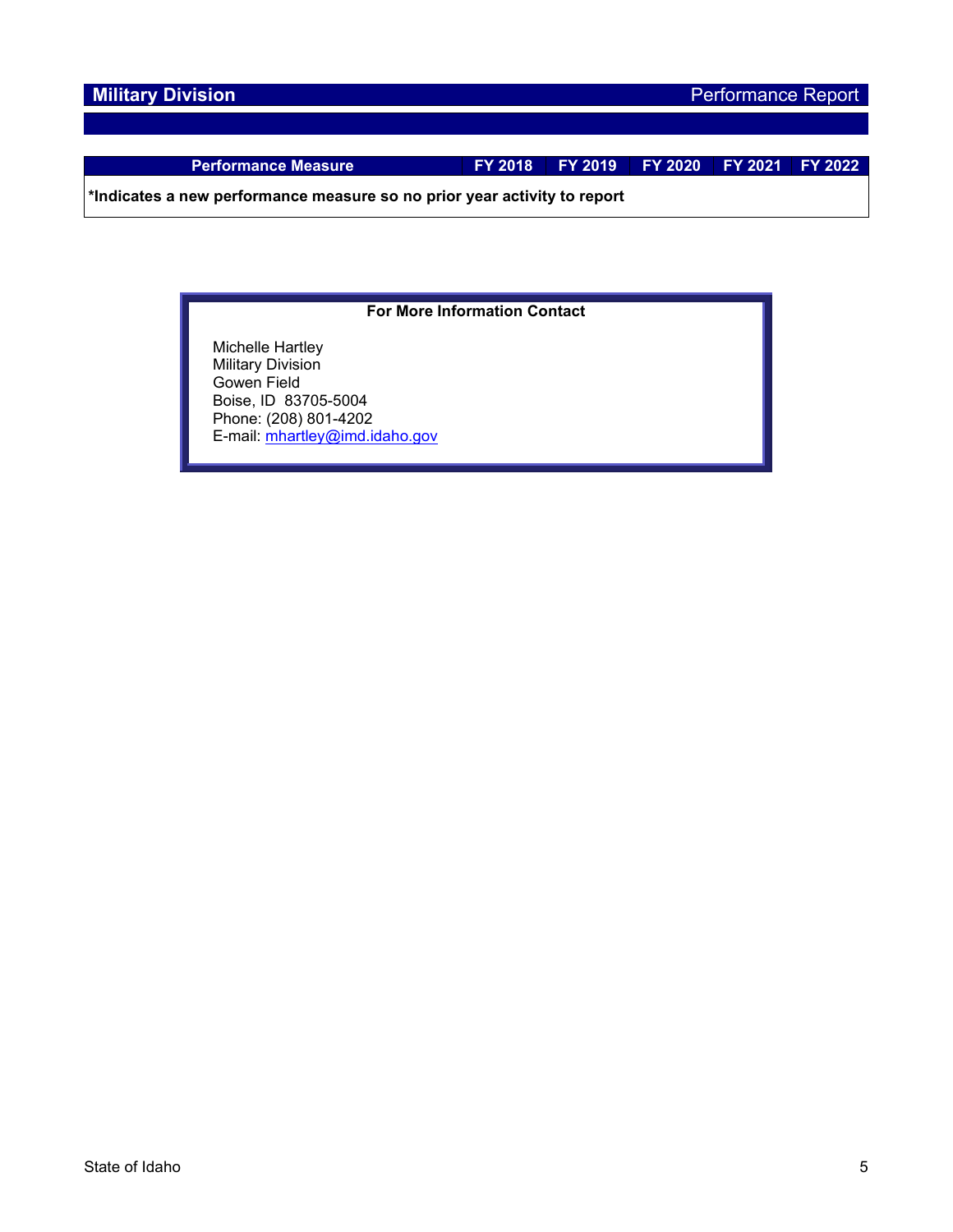## Military Division

Performance Report

| Performance Measure | FY 2018 | FY 2019 | FY 2020 | FY 2021 | FY 2022 |
|---|---|---|---|---|---|
| **\*Indicates a new performance measure so no prior year activity to report** | | | | | |

**For More Information Contact**

Michelle Hartley
Military Division
Gowen Field
Boise, ID 83705-5004
Phone: (208) 801-4202
E-mail: mhartley@imd.idaho.gov